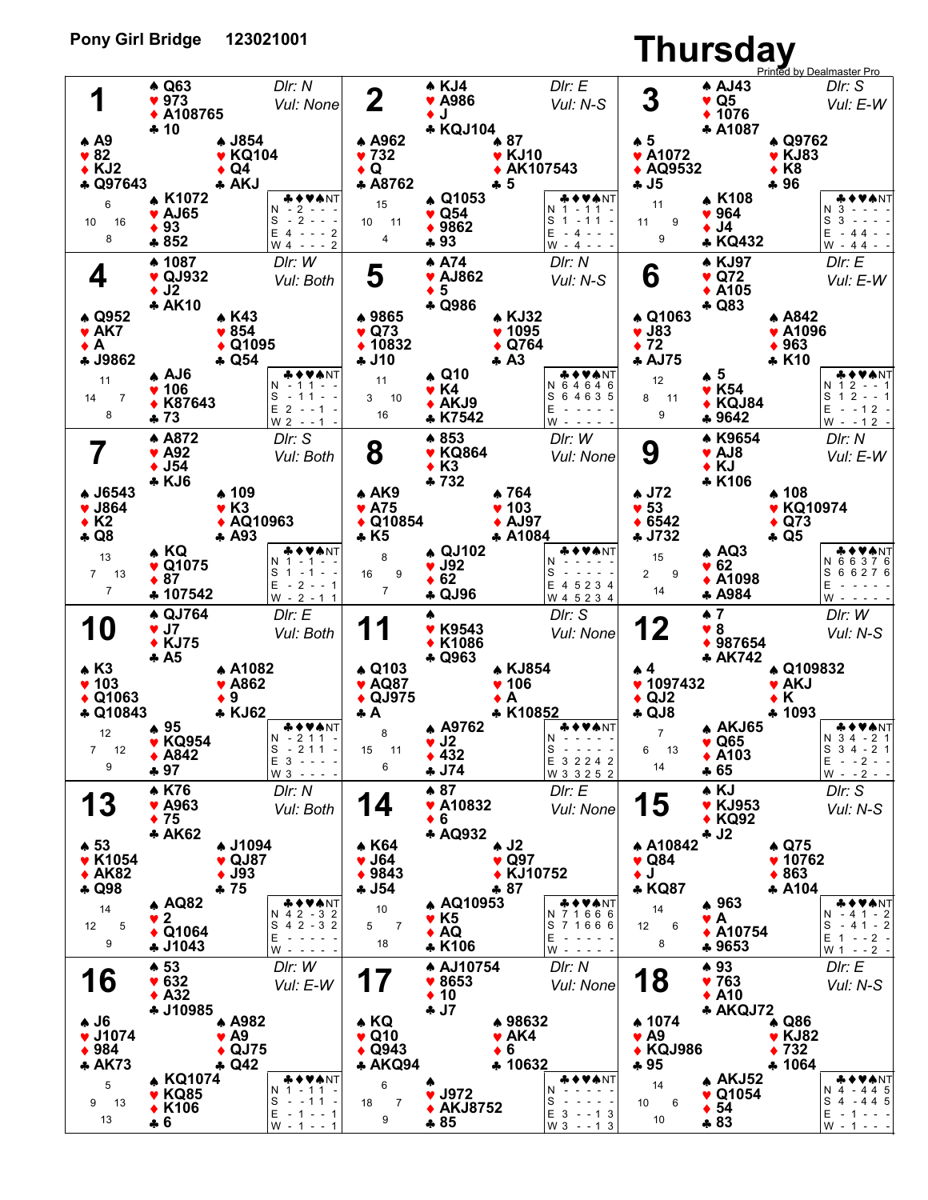# Pony Girl Bridge 123021001 — Thursday

Printed by Dealmaster Pro

## Board 1

Dlr: N · Vul: None

| Seat | ♠ | ♥ | ♦ | ♣ | HCP |
|---|---|---|---|---|---|
| North | Q63 | 973 | A108765 | 10 | 6 |
| West | A9 | 82 | KJ2 | Q97643 | 10 |
| East | J854 | KQ104 | Q4 | AKJ | 16 |
| South | K1072 | AJ65 | 93 | 852 | 8 |

| | ♣ | ♦ | ♥ | ♠ | NT |
|---|---|---|---|---|---|
| N | - | 2 | - | - | - |
| S | - | 2 | - | - | - |
| E | 4 | - | - | - | 2 |
| W | 4 | - | - | - | 2 |

## Board 2

Dlr: E · Vul: N-S

| Seat | ♠ | ♥ | ♦ | ♣ | HCP |
|---|---|---|---|---|---|
| North | KJ4 | A986 | J | KQJ104 | 15 |
| West | A962 | 732 | Q | A8762 | 10 |
| East | 87 | KJ10 | AK107543 | 5 | 11 |
| South | Q1053 | Q54 | 9862 | 93 | 4 |

| | ♣ | ♦ | ♥ | ♠ | NT |
|---|---|---|---|---|---|
| N | 1 | - | 1 | 1 | - |
| S | 1 | - | 1 | 1 | - |
| E | - | 4 | - | - | - |
| W | - | 4 | - | - | - |

## Board 3

Dlr: S · Vul: E-W

| Seat | ♠ | ♥ | ♦ | ♣ | HCP |
|---|---|---|---|---|---|
| North | AJ43 | Q5 | 1076 | A1087 | 11 |
| West | 5 | A1072 | AQ9532 | J5 | 11 |
| East | Q9762 | KJ83 | K8 | 96 | 9 |
| South | K108 | 964 | J4 | KQ432 | 9 |

| | ♣ | ♦ | ♥ | ♠ | NT |
|---|---|---|---|---|---|
| N | 3 | - | - | - | - |
| S | 3 | - | - | - | - |
| E | - | 4 | 4 | - | - |
| W | - | 4 | 4 | - | - |

## Board 4

Dlr: W · Vul: Both

| Seat | ♠ | ♥ | ♦ | ♣ | HCP |
|---|---|---|---|---|---|
| North | 1087 | QJ932 | J2 | AK10 | 11 |
| West | Q952 | AK7 | A | J9862 | 14 |
| East | K43 | 854 | Q1095 | Q54 | 7 |
| South | AJ6 | 106 | K87643 | 73 | 8 |

| | ♣ | ♦ | ♥ | ♠ | NT |
|---|---|---|---|---|---|
| N | - | 1 | 1 | - | - |
| S | - | 1 | 1 | - | - |
| E | 2 | - | - | 1 | - |
| W | 2 | - | - | 1 | - |

## Board 5

Dlr: N · Vul: N-S

| Seat | ♠ | ♥ | ♦ | ♣ | HCP |
|---|---|---|---|---|---|
| North | A74 | AJ862 | 5 | Q986 | 11 |
| West | 9865 | Q73 | 10832 | J10 | 3 |
| East | KJ32 | 1095 | Q764 | A3 | 10 |
| South | Q10 | K4 | AKJ9 | K7542 | 16 |

| | ♣ | ♦ | ♥ | ♠ | NT |
|---|---|---|---|---|---|
| N | 6 | 4 | 6 | 4 | 6 |
| S | 6 | 4 | 6 | 3 | 5 |
| E | - | - | - | - | - |
| W | - | - | - | - | - |

## Board 6

Dlr: E · Vul: E-W

| Seat | ♠ | ♥ | ♦ | ♣ | HCP |
|---|---|---|---|---|---|
| North | KJ97 | Q72 | A105 | Q83 | 12 |
| West | Q1063 | J83 | 72 | AJ75 | 8 |
| East | A842 | A1096 | 963 | K10 | 11 |
| South | 5 | K54 | KQJ84 | 9642 | 9 |

| | ♣ | ♦ | ♥ | ♠ | NT |
|---|---|---|---|---|---|
| N | 1 | 2 | - | - | 1 |
| S | 1 | 2 | - | - | 1 |
| E | - | - | 1 | 2 | - |
| W | - | - | 1 | 2 | - |

## Board 7

Dlr: S · Vul: Both

| Seat | ♠ | ♥ | ♦ | ♣ | HCP |
|---|---|---|---|---|---|
| North | A872 | A92 | J54 | KJ6 | 13 |
| West | J6543 | J864 | K2 | Q8 | 7 |
| East | 109 | K3 | AQ10963 | A93 | 13 |
| South | KQ | Q1075 | 87 | 107542 | 7 |

| | ♣ | ♦ | ♥ | ♠ | NT |
|---|---|---|---|---|---|
| N | 1 | - | 1 | - | - |
| S | 1 | - | 1 | - | - |
| E | - | 2 | - | - | 1 |
| W | - | 2 | - | 1 | 1 |

## Board 8

Dlr: W · Vul: None

| Seat | ♠ | ♥ | ♦ | ♣ | HCP |
|---|---|---|---|---|---|
| North | 853 | KQ864 | K3 | 732 | 8 |
| West | AK9 | A75 | Q10854 | K5 | 16 |
| East | 764 | 103 | AJ97 | A1084 | 9 |
| South | QJ102 | J92 | 62 | QJ96 | 7 |

| | ♣ | ♦ | ♥ | ♠ | NT |
|---|---|---|---|---|---|
| N | - | - | - | - | - |
| S | - | - | - | - | - |
| E | 4 | 5 | 2 | 3 | 4 |
| W | 4 | 5 | 2 | 3 | 4 |

## Board 9

Dlr: N · Vul: E-W

| Seat | ♠ | ♥ | ♦ | ♣ | HCP |
|---|---|---|---|---|---|
| North | K9654 | AJ8 | KJ | K106 | 15 |
| West | J72 | 53 | 6542 | J732 | 2 |
| East | 108 | KQ10974 | Q73 | Q5 | 9 |
| South | AQ3 | 62 | A1098 | A984 | 14 |

| | ♣ | ♦ | ♥ | ♠ | NT |
|---|---|---|---|---|---|
| N | 6 | 6 | 3 | 7 | 6 |
| S | 6 | 6 | 2 | 7 | 6 |
| E | - | - | - | - | - |
| W | - | - | - | - | - |

## Board 10

Dlr: E · Vul: Both

| Seat | ♠ | ♥ | ♦ | ♣ | HCP |
|---|---|---|---|---|---|
| North | QJ764 | J7 | KJ75 | A5 | 12 |
| West | K3 | 103 | Q1063 | Q10843 | 7 |
| East | A1082 | A862 | 9 | KJ62 | 12 |
| South | 95 | KQ954 | A842 | 97 | 9 |

| | ♣ | ♦ | ♥ | ♠ | NT |
|---|---|---|---|---|---|
| N | - | 2 | 1 | 1 | - |
| S | - | 2 | 1 | 1 | - |
| E | 3 | - | - | - | - |
| W | 3 | - | - | - | - |

## Board 11

Dlr: S · Vul: None

| Seat | ♠ | ♥ | ♦ | ♣ | HCP |
|---|---|---|---|---|---|
| North | — | K9543 | K1086 | Q963 | 8 |
| West | Q103 | AQ87 | QJ975 | A | 15 |
| East | KJ854 | 106 | A | K10852 | 11 |
| South | A9762 | J2 | 432 | J74 | 6 |

| | ♣ | ♦ | ♥ | ♠ | NT |
|---|---|---|---|---|---|
| N | - | - | - | - | - |
| S | - | - | - | - | - |
| E | 3 | 2 | 2 | 4 | 2 |
| W | 3 | 3 | 2 | 5 | 2 |

## Board 12

Dlr: W · Vul: N-S

| Seat | ♠ | ♥ | ♦ | ♣ | HCP |
|---|---|---|---|---|---|
| North | 7 | 8 | 987654 | AK742 | 7 |
| West | 4 | 1097432 | QJ2 | QJ8 | 6 |
| East | Q109832 | AKJ | K | 1093 | 13 |
| South | AKJ65 | Q65 | A103 | 65 | 14 |

| | ♣ | ♦ | ♥ | ♠ | NT |
|---|---|---|---|---|---|
| N | 3 | 4 | - | 2 | 1 |
| S | 3 | 4 | - | 2 | 1 |
| E | - | - | 2 | - | - |
| W | - | - | 2 | - | - |

## Board 13

Dlr: N · Vul: Both

| Seat | ♠ | ♥ | ♦ | ♣ | HCP |
|---|---|---|---|---|---|
| North | K76 | A963 | 75 | AK62 | 14 |
| West | 53 | K1054 | AK82 | Q98 | 12 |
| East | J1094 | QJ87 | J93 | 75 | 5 |
| South | AQ82 | 2 | Q1064 | J1043 | 9 |

| | ♣ | ♦ | ♥ | ♠ | NT |
|---|---|---|---|---|---|
| N | 4 | 2 | - | 3 | 2 |
| S | 4 | 2 | - | 3 | 2 |
| E | - | - | - | - | - |
| W | - | - | - | - | - |

## Board 14

Dlr: E · Vul: None

| Seat | ♠ | ♥ | ♦ | ♣ | HCP |
|---|---|---|---|---|---|
| North | 87 | A10832 | 6 | AQ932 | 10 |
| West | K64 | J64 | 9843 | J54 | 5 |
| East | J2 | Q97 | KJ10752 | 87 | 7 |
| South | AQ10953 | K5 | AQ | K106 | 18 |

| | ♣ | ♦ | ♥ | ♠ | NT |
|---|---|---|---|---|---|
| N | 7 | 1 | 6 | 6 | 6 |
| S | 7 | 1 | 6 | 6 | 6 |
| E | - | - | - | - | - |
| W | - | - | - | - | - |

## Board 15

Dlr: S · Vul: N-S

| Seat | ♠ | ♥ | ♦ | ♣ | HCP |
|---|---|---|---|---|---|
| North | KJ | KJ953 | KQ92 | J2 | 14 |
| West | A10842 | Q84 | J | KQ87 | 12 |
| East | Q75 | 10762 | 863 | A104 | 6 |
| South | 963 | A | A10754 | 9653 | 8 |

| | ♣ | ♦ | ♥ | ♠ | NT |
|---|---|---|---|---|---|
| N | - | 4 | 1 | - | 2 |
| S | - | 4 | 1 | - | 2 |
| E | 1 | - | - | 2 | - |
| W | 1 | - | - | 2 | - |

## Board 16

Dlr: W · Vul: E-W

| Seat | ♠ | ♥ | ♦ | ♣ | HCP |
|---|---|---|---|---|---|
| North | 53 | 632 | A32 | J10985 | 5 |
| West | J6 | J1074 | 984 | AK73 | 9 |
| East | A982 | A9 | QJ75 | Q42 | 13 |
| South | KQ1074 | KQ85 | K106 | 6 | 13 |

| | ♣ | ♦ | ♥ | ♠ | NT |
|---|---|---|---|---|---|
| N | - | - | 1 | 1 | - |
| S | - | - | 1 | 1 | - |
| E | - | 1 | - | - | 1 |
| W | - | 1 | - | - | 1 |

## Board 17

Dlr: N · Vul: None

| Seat | ♠ | ♥ | ♦ | ♣ | HCP |
|---|---|---|---|---|---|
| North | AJ10754 | 8653 | 10 | J7 | 6 |
| West | KQ | Q10 | Q943 | AKQ94 | 18 |
| East | 98632 | AK4 | 6 | 10632 | 7 |
| South | — | J972 | AKJ8752 | 85 | 9 |

| | ♣ | ♦ | ♥ | ♠ | NT |
|---|---|---|---|---|---|
| N | - | - | - | - | - |
| S | - | - | - | - | - |
| E | 3 | - | - | 1 | 3 |
| W | 3 | - | - | 1 | 3 |

## Board 18

Dlr: E · Vul: N-S

| Seat | ♠ | ♥ | ♦ | ♣ | HCP |
|---|---|---|---|---|---|
| North | 93 | 763 | A10 | AKQJ72 | 14 |
| West | 1074 | A9 | KQJ986 | 95 | 10 |
| East | Q86 | KJ82 | 732 | 1064 | 6 |
| South | AKJ52 | Q1054 | 54 | 83 | 10 |

| | ♣ | ♦ | ♥ | ♠ | NT |
|---|---|---|---|---|---|
| N | 4 | - | 4 | 4 | 5 |
| S | 4 | - | 4 | 4 | 5 |
| E | - | 1 | - | - | - |
| W | - | 1 | - | - | - |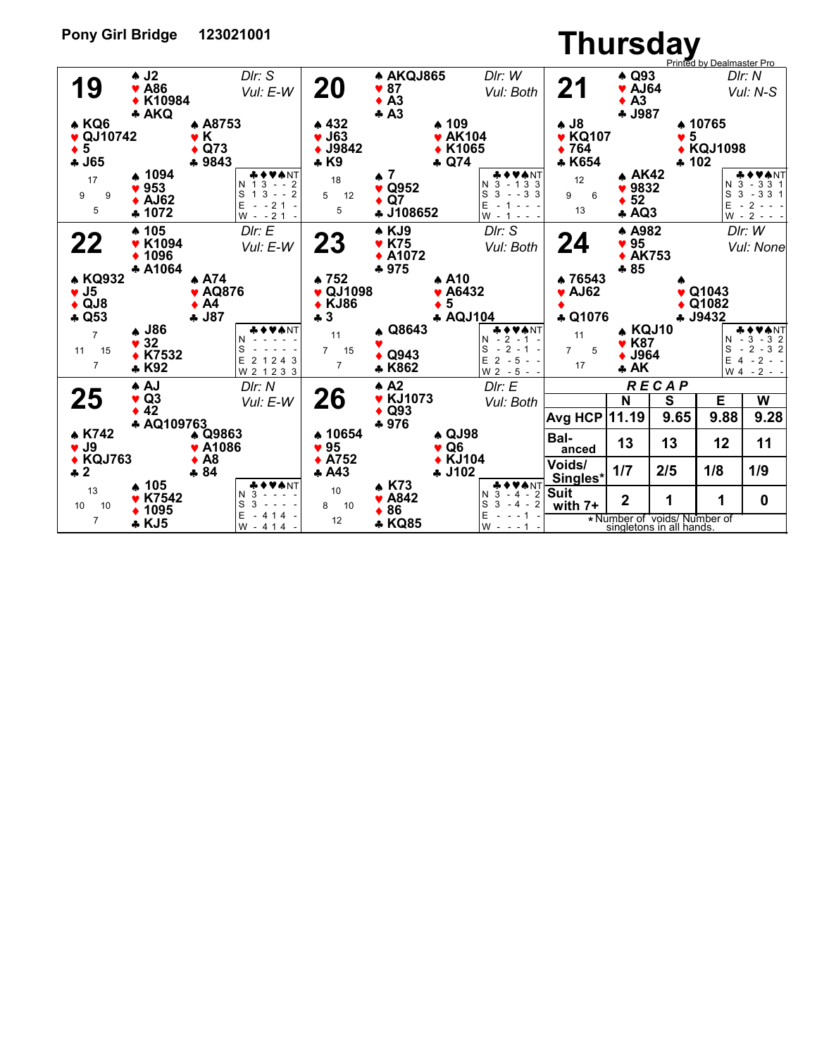**Pony Girl Bridge** 123021001

# Thursday

Printed by Dealmaster Pro

## Board 19

Dlr: S — Vul: E-W

North: ♠ J2 ♥ A86 ♦ K10984 ♣ AKQ

West: ♠ KQ6 ♥ QJ10742 ♦ 5 ♣ J65

East: ♠ A8753 ♥ K ♦ Q73 ♣ 9843

South: ♠ 1094 ♥ 953 ♦ AJ62 ♣ 1072

HCP: N 17, W 9, E 9, S 5

| | ♣ | ♦ | ♥ | ♠ | NT |
|---|---|---|---|---|---|
| N | 1 | 3 | - | - | 2 |
| S | 1 | 3 | - | - | 2 |
| E | - | - | 2 | 1 | - |
| W | - | - | 2 | 1 | - |

## Board 20

Dlr: W — Vul: Both

North: ♠ AKQJ865 ♥ 87 ♦ A3 ♣ A3

West: ♠ 432 ♥ J63 ♦ J9842 ♣ K9

East: ♠ 109 ♥ AK104 ♦ K1065 ♣ Q74

South: ♠ 7 ♥ Q952 ♦ Q7 ♣ J108652

HCP: N 18, W 5, E 12, S 5

| | ♣ | ♦ | ♥ | ♠ | NT |
|---|---|---|---|---|---|
| N | 3 | - | 1 | 3 | 3 |
| S | 3 | - | - | 3 | 3 |
| E | - | 1 | - | - | - |
| W | - | 1 | - | - | - |

## Board 21

Dlr: N — Vul: N-S

North: ♠ Q93 ♥ AJ64 ♦ A3 ♣ J987

West: ♠ J8 ♥ KQ107 ♦ 764 ♣ K654

East: ♠ 10765 ♥ 5 ♦ KQJ1098 ♣ 102

South: ♠ AK42 ♥ 9832 ♦ 52 ♣ AQ3

HCP: N 12, W 9, E 6, S 13

| | ♣ | ♦ | ♥ | ♠ | NT |
|---|---|---|---|---|---|
| N | 3 | - | 3 | 3 | 1 |
| S | 3 | - | 3 | 3 | 1 |
| E | - | 2 | - | - | - |
| W | - | 2 | - | - | - |

## Board 22

Dlr: E — Vul: E-W

North: ♠ 105 ♥ K1094 ♦ 1096 ♣ A1064

West: ♠ KQ932 ♥ J5 ♦ QJ8 ♣ Q53

East: ♠ A74 ♥ AQ876 ♦ A4 ♣ J87

South: ♠ J86 ♥ 32 ♦ K7532 ♣ K92

HCP: N 7, W 11, E 15, S 7

| | ♣ | ♦ | ♥ | ♠ | NT |
|---|---|---|---|---|---|
| N | - | - | - | - | - |
| S | - | - | - | - | - |
| E | 2 | 1 | 2 | 4 | 3 |
| W | 2 | 1 | 2 | 3 | 3 |

## Board 23

Dlr: S — Vul: Both

North: ♠ KJ9 ♥ K75 ♦ A1072 ♣ 975

West: ♠ 752 ♥ QJ1098 ♦ KJ86 ♣ 3

East: ♠ A10 ♥ A6432 ♦ 5 ♣ AQJ104

South: ♠ Q8643 ♥ — ♦ Q943 ♣ K862

HCP: N 11, W 7, E 15, S 7

| | ♣ | ♦ | ♥ | ♠ | NT |
|---|---|---|---|---|---|
| N | - | 2 | - | 1 | - |
| S | - | 2 | - | 1 | - |
| E | 2 | - | 5 | - | - |
| W | 2 | - | 5 | - | - |

## Board 24

Dlr: W — Vul: None

North: ♠ A982 ♥ 95 ♦ AK753 ♣ 85

West: ♠ 76543 ♥ AJ62 ♦ — ♣ Q1076

East: ♠ — ♥ Q1043 ♦ Q1082 ♣ J9432

South: ♠ KQJ10 ♥ K87 ♦ J964 ♣ AK

HCP: N 11, W 7, E 5, S 17

| | ♣ | ♦ | ♥ | ♠ | NT |
|---|---|---|---|---|---|
| N | - | 3 | - | 3 | 2 |
| S | - | 2 | - | 3 | 2 |
| E | 4 | - | 2 | - | - |
| W | 4 | - | 2 | - | - |

## Board 25

Dlr: N — Vul: E-W

North: ♠ AJ ♥ Q3 ♦ 42 ♣ AQ109763

West: ♠ K742 ♥ J9 ♦ KQJ763 ♣ 2

East: ♠ Q9863 ♥ A1086 ♦ A8 ♣ 84

South: ♠ 105 ♥ K7542 ♦ 1095 ♣ KJ5

HCP: N 13, W 10, E 10, S 7

| | ♣ | ♦ | ♥ | ♠ | NT |
|---|---|---|---|---|---|
| N | 3 | - | - | - | - |
| S | 3 | - | - | - | - |
| E | - | 4 | 1 | 4 | - |
| W | - | 4 | 1 | 4 | - |

## Board 26

Dlr: E — Vul: Both

North: ♠ A2 ♥ KJ1073 ♦ Q93 ♣ 976

West: ♠ 10654 ♥ 95 ♦ A752 ♣ A43

East: ♠ QJ98 ♥ Q6 ♦ KJ104 ♣ J102

South: ♠ K73 ♥ A842 ♦ 86 ♣ KQ85

HCP: N 10, W 8, E 10, S 12

| | ♣ | ♦ | ♥ | ♠ | NT |
|---|---|---|---|---|---|
| N | 3 | - | 4 | - | 2 |
| S | 3 | - | 4 | - | 2 |
| E | - | - | - | 1 | - |
| W | - | - | - | 1 | - |

## RECAP

| | N | S | E | W |
|---|---|---|---|---|
| Avg HCP | 11.19 | 9.65 | 9.88 | 9.28 |
| Balanced | 13 | 13 | 12 | 11 |
| Voids/ Singles* | 1/7 | 2/5 | 1/8 | 1/9 |
| Suit with 7+ | 2 | 1 | 1 | 0 |

*Number of voids/ Number of singletons in all hands.